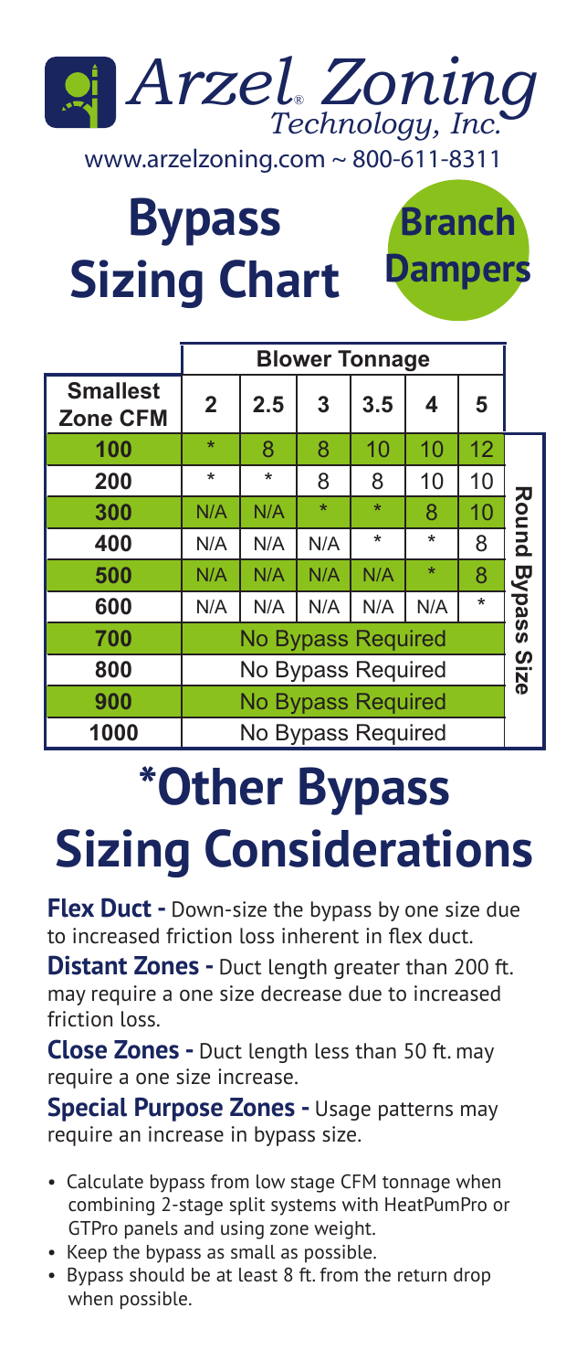# Arzel® Zoning Technology, Inc.

www.arzelzoning.com ~ 800-611-8311

# Bypass Sizing Chart

## Branch Dampers

| Smallest Zone CFM | Blower Tonnage | | | | | | |
|---|---|---|---|---|---|---|---|
| | 2 | 2.5 | 3 | 3.5 | 4 | 5 | |
| 100 | * | 8 | 8 | 10 | 10 | 12 | Round Bypass Size |
| 200 | * | * | 8 | 8 | 10 | 10 | |
| 300 | N/A | N/A | * | * | 8 | 10 | |
| 400 | N/A | N/A | N/A | * | * | 8 | |
| 500 | N/A | N/A | N/A | N/A | * | 8 | |
| 600 | N/A | N/A | N/A | N/A | N/A | * | |
| 700 | No Bypass Required | | | | | | |
| 800 | No Bypass Required | | | | | | |
| 900 | No Bypass Required | | | | | | |
| 1000 | No Bypass Required | | | | | | |

# *Other Bypass Sizing Considerations

**Flex Duct -** Down-size the bypass by one size due to increased friction loss inherent in flex duct.

**Distant Zones -** Duct length greater than 200 ft. may require a one size decrease due to increased friction loss.

**Close Zones -** Duct length less than 50 ft. may require a one size increase.

**Special Purpose Zones -** Usage patterns may require an increase in bypass size.

- Calculate bypass from low stage CFM tonnage when combining 2-stage split systems with HeatPumPro or GTPro panels and using zone weight.
- Keep the bypass as small as possible.
- Bypass should be at least 8 ft. from the return drop when possible.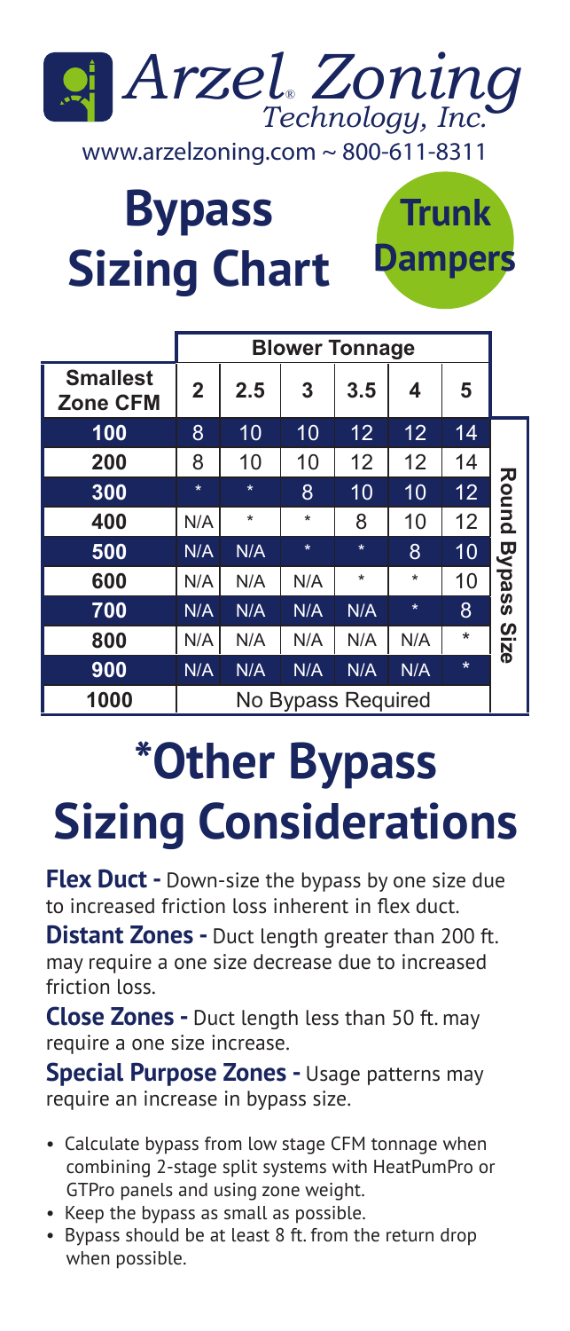# Arzel® Zoning Technology, Inc.

www.arzelzoning.com ~ 800-611-8311

# Bypass Sizing Chart

## Trunk Dampers

| | Blower Tonnage | | | | | | |
|---|---|---|---|---|---|---|---|
| **Smallest Zone CFM** | **2** | **2.5** | **3** | **3.5** | **4** | **5** | |
| **100** | 8 | 10 | 10 | 12 | 12 | 14 | Round Bypass Size |
| **200** | 8 | 10 | 10 | 12 | 12 | 14 | |
| **300** | * | * | 8 | 10 | 10 | 12 | |
| **400** | N/A | * | * | 8 | 10 | 12 | |
| **500** | N/A | N/A | * | * | 8 | 10 | |
| **600** | N/A | N/A | N/A | * | * | 10 | |
| **700** | N/A | N/A | N/A | N/A | * | 8 | |
| **800** | N/A | N/A | N/A | N/A | N/A | * | |
| **900** | N/A | N/A | N/A | N/A | N/A | * | |
| **1000** | No Bypass Required | | | | | | |

# *Other Bypass Sizing Considerations

**Flex Duct -** Down-size the bypass by one size due to increased friction loss inherent in flex duct.

**Distant Zones -** Duct length greater than 200 ft. may require a one size decrease due to increased friction loss.

**Close Zones -** Duct length less than 50 ft. may require a one size increase.

**Special Purpose Zones -** Usage patterns may require an increase in bypass size.

- Calculate bypass from low stage CFM tonnage when combining 2-stage split systems with HeatPumPro or GTPro panels and using zone weight.
- Keep the bypass as small as possible.
- Bypass should be at least 8 ft. from the return drop when possible.